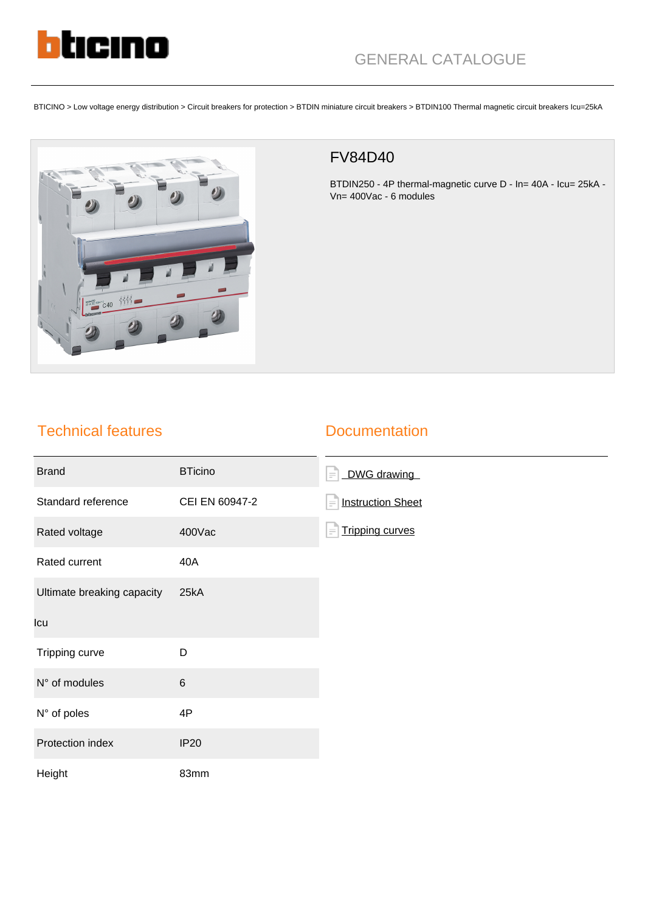GENERAL CATALOGUE

BTICINO > Low voltage energy distribution > Circuit breakers for protection > BTDIN miniature circuit breakers > BTDIN100 Thermal magnetic circuit breakers Icu=25kA

# FV84D40

BTDIN250 - 4P thermal-magnetic curve D - In= 40A - Icu= 25kA - Vn= 400Vac - 6 modules

## Technical features

| | |
|---|---|
| Brand | BTicino |
| Standard reference | CEI EN 60947-2 |
| Rated voltage | 400Vac |
| Rated current | 40A |
| Ultimate breaking capacity Icu | 25kA |
| Tripping curve | D |
| N° of modules | 6 |
| N° of poles | 4P |
| Protection index | IP20 |
| Height | 83mm |

## Documentation

- DWG drawing
- Instruction Sheet
- Tripping curves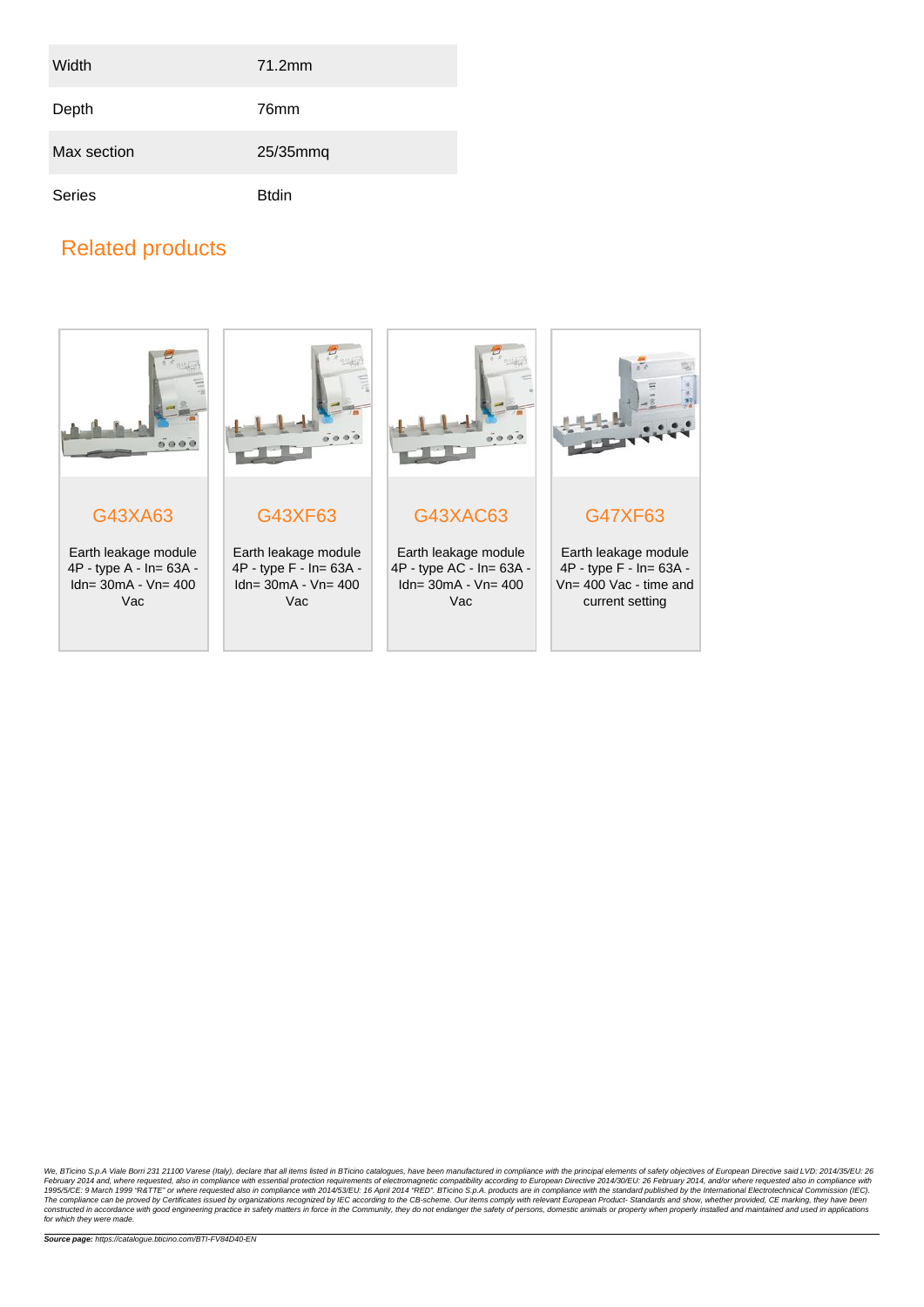| | |
|---|---|
| Width | 71.2mm |
| Depth | 76mm |
| Max section | 25/35mmq |
| Series | Btdin |

## Related products

**G43XA63**

Earth leakage module 4P - type A - In= 63A - Idn= 30mA - Vn= 400 Vac

**G43XF63**

Earth leakage module 4P - type F - In= 63A - Idn= 30mA - Vn= 400 Vac

**G43XAC63**

Earth leakage module 4P - type AC - In= 63A - Idn= 30mA - Vn= 400 Vac

**G47XF63**

Earth leakage module 4P - type F - In= 63A - Vn= 400 Vac - time and current setting

*We, BTicino S.p.A Viale Borri 231 21100 Varese (Italy), declare that all items listed in BTicino catalogues, have been manufactured in compliance with the principal elements of safety objectives of European Directive said LVD: 2014/35/EU: 26 February 2014 and, where requested, also in compliance with essential protection requirements of electromagnetic compatibility according to European Directive 2014/30/EU: 26 February 2014, and/or where requested also in compliance with 1995/5/CE: 9 March 1999 "R&TTE" or where requested also in compliance with 2014/53/EU: 16 April 2014 "RED". BTicino S.p.A. products are in compliance with the standard published by the International Electrotechnical Commission (IEC). The compliance can be proved by Certificates issued by organizations recognized by IEC according to the CB-scheme. Our items comply with relevant European Product- Standards and show, whether provided, CE marking, they have been constructed in accordance with good engineering practice in safety matters in force in the Community, they do not endanger the safety of persons, domestic animals or property when properly installed and maintained and used in applications for which they were made.*

***Source page:*** *https://catalogue.bticino.com/BTI-FV84D40-EN*